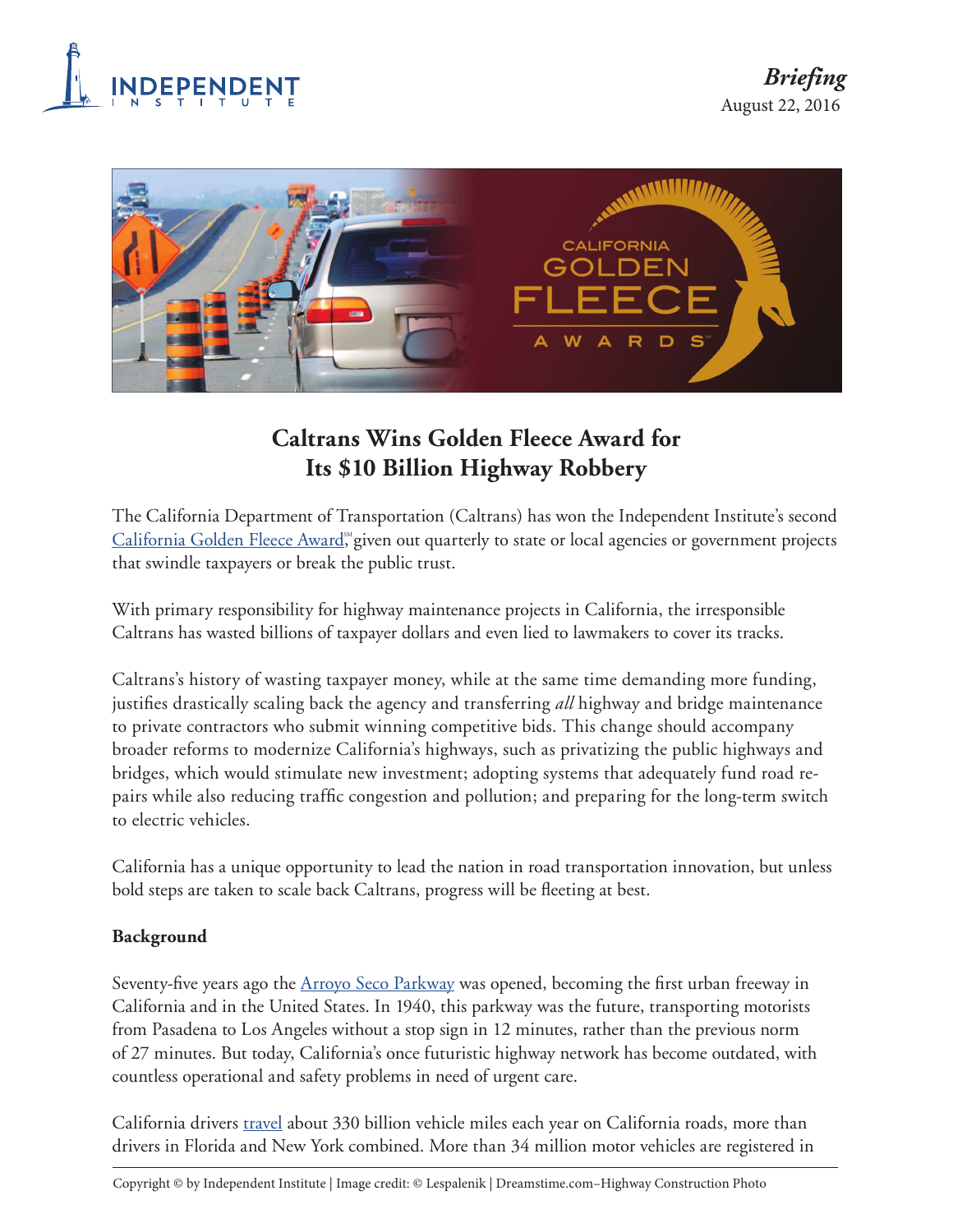*Briefing*
August 22, 2016

# Caltrans Wins Golden Fleece Award for Its $10 Billion Highway Robbery

The California Department of Transportation (Caltrans) has won the Independent Institute's second California Golden Fleece Award℠ given out quarterly to state or local agencies or government projects that swindle taxpayers or break the public trust.

With primary responsibility for highway maintenance projects in California, the irresponsible Caltrans has wasted billions of taxpayer dollars and even lied to lawmakers to cover its tracks.

Caltrans's history of wasting taxpayer money, while at the same time demanding more funding, justifies drastically scaling back the agency and transferring *all* highway and bridge maintenance to private contractors who submit winning competitive bids. This change should accompany broader reforms to modernize California's highways, such as privatizing the public highways and bridges, which would stimulate new investment; adopting systems that adequately fund road repairs while also reducing traffic congestion and pollution; and preparing for the long-term switch to electric vehicles.

California has a unique opportunity to lead the nation in road transportation innovation, but unless bold steps are taken to scale back Caltrans, progress will be fleeting at best.

**Background**

Seventy-five years ago the Arroyo Seco Parkway was opened, becoming the first urban freeway in California and in the United States. In 1940, this parkway was the future, transporting motorists from Pasadena to Los Angeles without a stop sign in 12 minutes, rather than the previous norm of 27 minutes. But today, California's once futuristic highway network has become outdated, with countless operational and safety problems in need of urgent care.

California drivers travel about 330 billion vehicle miles each year on California roads, more than drivers in Florida and New York combined. More than 34 million motor vehicles are registered in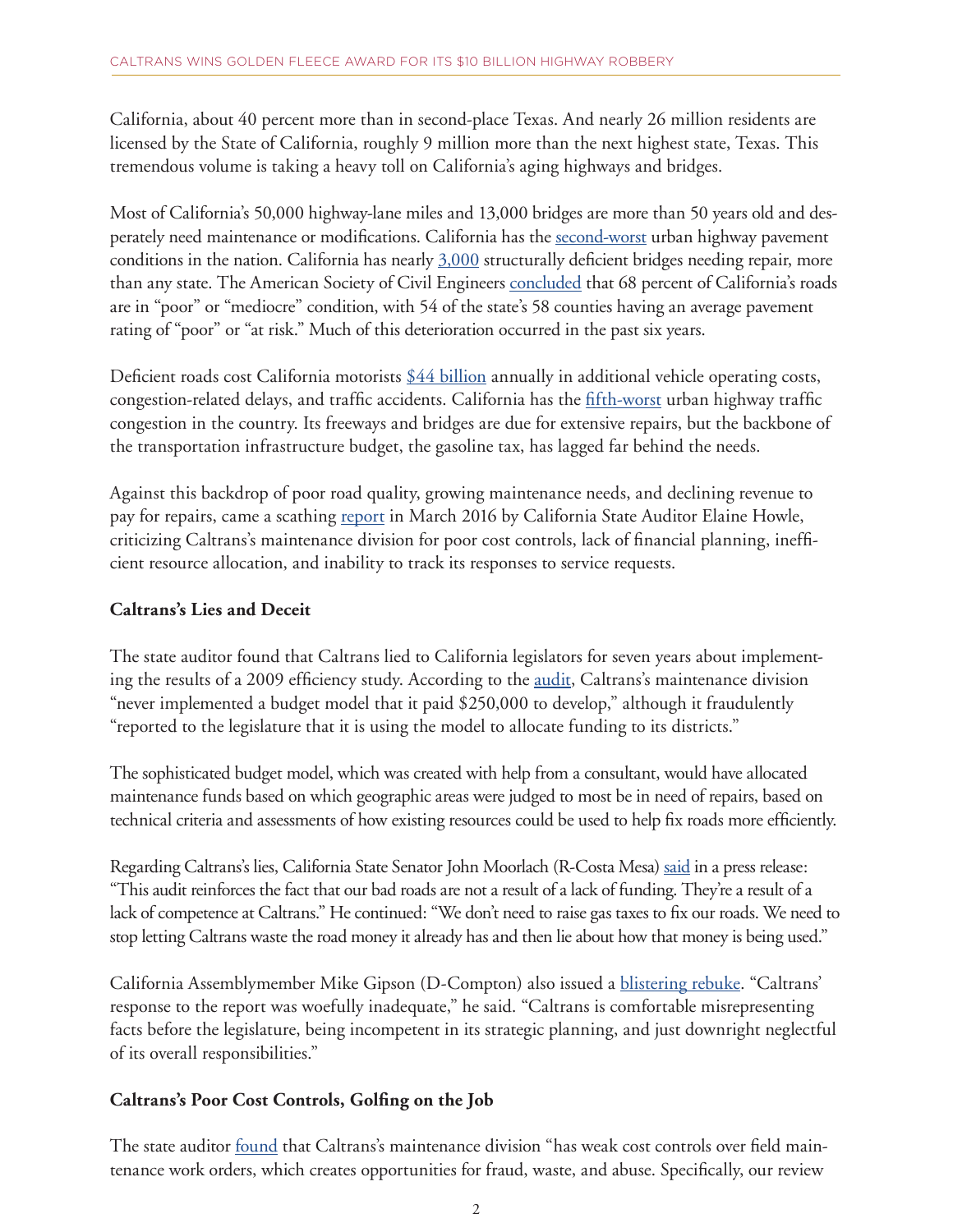California, about 40 percent more than in second-place Texas. And nearly 26 million residents are licensed by the State of California, roughly 9 million more than the next highest state, Texas. This tremendous volume is taking a heavy toll on California's aging highways and bridges.

Most of California's 50,000 highway-lane miles and 13,000 bridges are more than 50 years old and desperately need maintenance or modifications. California has the second-worst urban highway pavement conditions in the nation. California has nearly 3,000 structurally deficient bridges needing repair, more than any state. The American Society of Civil Engineers concluded that 68 percent of California's roads are in "poor" or "mediocre" condition, with 54 of the state's 58 counties having an average pavement rating of "poor" or "at risk." Much of this deterioration occurred in the past six years.

Deficient roads cost California motorists $44 billion annually in additional vehicle operating costs, congestion-related delays, and traffic accidents. California has the fifth-worst urban highway traffic congestion in the country. Its freeways and bridges are due for extensive repairs, but the backbone of the transportation infrastructure budget, the gasoline tax, has lagged far behind the needs.

Against this backdrop of poor road quality, growing maintenance needs, and declining revenue to pay for repairs, came a scathing report in March 2016 by California State Auditor Elaine Howle, criticizing Caltrans's maintenance division for poor cost controls, lack of financial planning, inefficient resource allocation, and inability to track its responses to service requests.

**Caltrans's Lies and Deceit**

The state auditor found that Caltrans lied to California legislators for seven years about implementing the results of a 2009 efficiency study. According to the audit, Caltrans's maintenance division "never implemented a budget model that it paid $250,000 to develop," although it fraudulently "reported to the legislature that it is using the model to allocate funding to its districts."

The sophisticated budget model, which was created with help from a consultant, would have allocated maintenance funds based on which geographic areas were judged to most be in need of repairs, based on technical criteria and assessments of how existing resources could be used to help fix roads more efficiently.

Regarding Caltrans's lies, California State Senator John Moorlach (R-Costa Mesa) said in a press release: "This audit reinforces the fact that our bad roads are not a result of a lack of funding. They're a result of a lack of competence at Caltrans." He continued: "We don't need to raise gas taxes to fix our roads. We need to stop letting Caltrans waste the road money it already has and then lie about how that money is being used."

California Assemblymember Mike Gipson (D-Compton) also issued a blistering rebuke. "Caltrans' response to the report was woefully inadequate," he said. "Caltrans is comfortable misrepresenting facts before the legislature, being incompetent in its strategic planning, and just downright neglectful of its overall responsibilities."

**Caltrans's Poor Cost Controls, Golfing on the Job**

The state auditor found that Caltrans's maintenance division "has weak cost controls over field maintenance work orders, which creates opportunities for fraud, waste, and abuse. Specifically, our review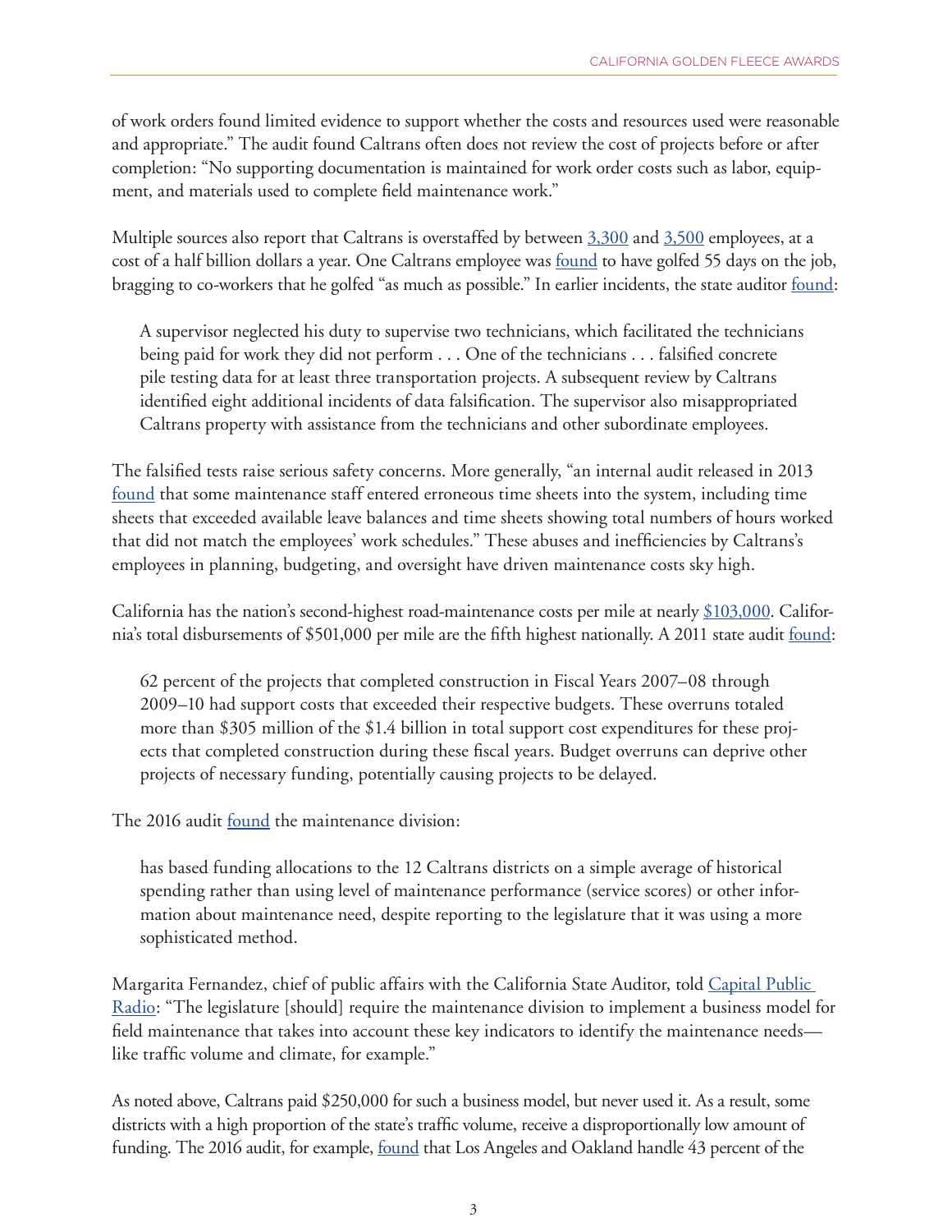of work orders found limited evidence to support whether the costs and resources used were reasonable and appropriate." The audit found Caltrans often does not review the cost of projects before or after completion: "No supporting documentation is maintained for work order costs such as labor, equipment, and materials used to complete field maintenance work."

Multiple sources also report that Caltrans is overstaffed by between 3,300 and 3,500 employees, at a cost of a half billion dollars a year. One Caltrans employee was found to have golfed 55 days on the job, bragging to co-workers that he golfed "as much as possible." In earlier incidents, the state auditor found:

> A supervisor neglected his duty to supervise two technicians, which facilitated the technicians being paid for work they did not perform . . . One of the technicians . . . falsified concrete pile testing data for at least three transportation projects. A subsequent review by Caltrans identified eight additional incidents of data falsification. The supervisor also misappropriated Caltrans property with assistance from the technicians and other subordinate employees.

The falsified tests raise serious safety concerns. More generally, "an internal audit released in 2013 found that some maintenance staff entered erroneous time sheets into the system, including time sheets that exceeded available leave balances and time sheets showing total numbers of hours worked that did not match the employees' work schedules." These abuses and inefficiencies by Caltrans's employees in planning, budgeting, and oversight have driven maintenance costs sky high.

California has the nation's second-highest road-maintenance costs per mile at nearly $103,000. California's total disbursements of $501,000 per mile are the fifth highest nationally. A 2011 state audit found:

> 62 percent of the projects that completed construction in Fiscal Years 2007–08 through 2009–10 had support costs that exceeded their respective budgets. These overruns totaled more than $305 million of the $1.4 billion in total support cost expenditures for these projects that completed construction during these fiscal years. Budget overruns can deprive other projects of necessary funding, potentially causing projects to be delayed.

The 2016 audit found the maintenance division:

> has based funding allocations to the 12 Caltrans districts on a simple average of historical spending rather than using level of maintenance performance (service scores) or other information about maintenance need, despite reporting to the legislature that it was using a more sophisticated method.

Margarita Fernandez, chief of public affairs with the California State Auditor, told Capital Public Radio: "The legislature [should] require the maintenance division to implement a business model for field maintenance that takes into account these key indicators to identify the maintenance needs—like traffic volume and climate, for example."

As noted above, Caltrans paid $250,000 for such a business model, but never used it. As a result, some districts with a high proportion of the state's traffic volume, receive a disproportionally low amount of funding. The 2016 audit, for example, found that Los Angeles and Oakland handle 43 percent of the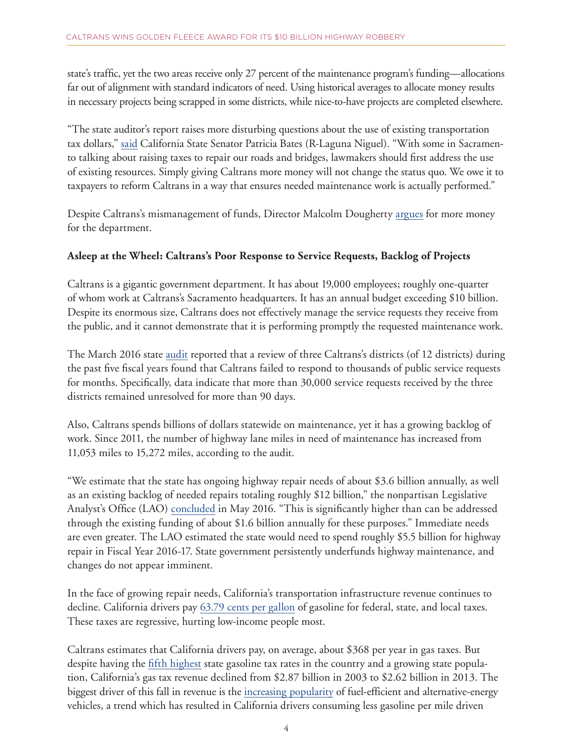state's traffic, yet the two areas receive only 27 percent of the maintenance program's funding—allocations far out of alignment with standard indicators of need. Using historical averages to allocate money results in necessary projects being scrapped in some districts, while nice-to-have projects are completed elsewhere.

"The state auditor's report raises more disturbing questions about the use of existing transportation tax dollars," said California State Senator Patricia Bates (R-Laguna Niguel). "With some in Sacramento talking about raising taxes to repair our roads and bridges, lawmakers should first address the use of existing resources. Simply giving Caltrans more money will not change the status quo. We owe it to taxpayers to reform Caltrans in a way that ensures needed maintenance work is actually performed."

Despite Caltrans's mismanagement of funds, Director Malcolm Dougherty argues for more money for the department.

**Asleep at the Wheel: Caltrans's Poor Response to Service Requests, Backlog of Projects**

Caltrans is a gigantic government department. It has about 19,000 employees; roughly one-quarter of whom work at Caltrans's Sacramento headquarters. It has an annual budget exceeding $10 billion. Despite its enormous size, Caltrans does not effectively manage the service requests they receive from the public, and it cannot demonstrate that it is performing promptly the requested maintenance work.

The March 2016 state audit reported that a review of three Caltrans's districts (of 12 districts) during the past five fiscal years found that Caltrans failed to respond to thousands of public service requests for months. Specifically, data indicate that more than 30,000 service requests received by the three districts remained unresolved for more than 90 days.

Also, Caltrans spends billions of dollars statewide on maintenance, yet it has a growing backlog of work. Since 2011, the number of highway lane miles in need of maintenance has increased from 11,053 miles to 15,272 miles, according to the audit.

"We estimate that the state has ongoing highway repair needs of about $3.6 billion annually, as well as an existing backlog of needed repairs totaling roughly $12 billion," the nonpartisan Legislative Analyst's Office (LAO) concluded in May 2016. "This is significantly higher than can be addressed through the existing funding of about $1.6 billion annually for these purposes." Immediate needs are even greater. The LAO estimated the state would need to spend roughly $5.5 billion for highway repair in Fiscal Year 2016-17. State government persistently underfunds highway maintenance, and changes do not appear imminent.

In the face of growing repair needs, California's transportation infrastructure revenue continues to decline. California drivers pay 63.79 cents per gallon of gasoline for federal, state, and local taxes. These taxes are regressive, hurting low-income people most.

Caltrans estimates that California drivers pay, on average, about $368 per year in gas taxes. But despite having the fifth highest state gasoline tax rates in the country and a growing state population, California's gas tax revenue declined from $2.87 billion in 2003 to $2.62 billion in 2013. The biggest driver of this fall in revenue is the increasing popularity of fuel-efficient and alternative-energy vehicles, a trend which has resulted in California drivers consuming less gasoline per mile driven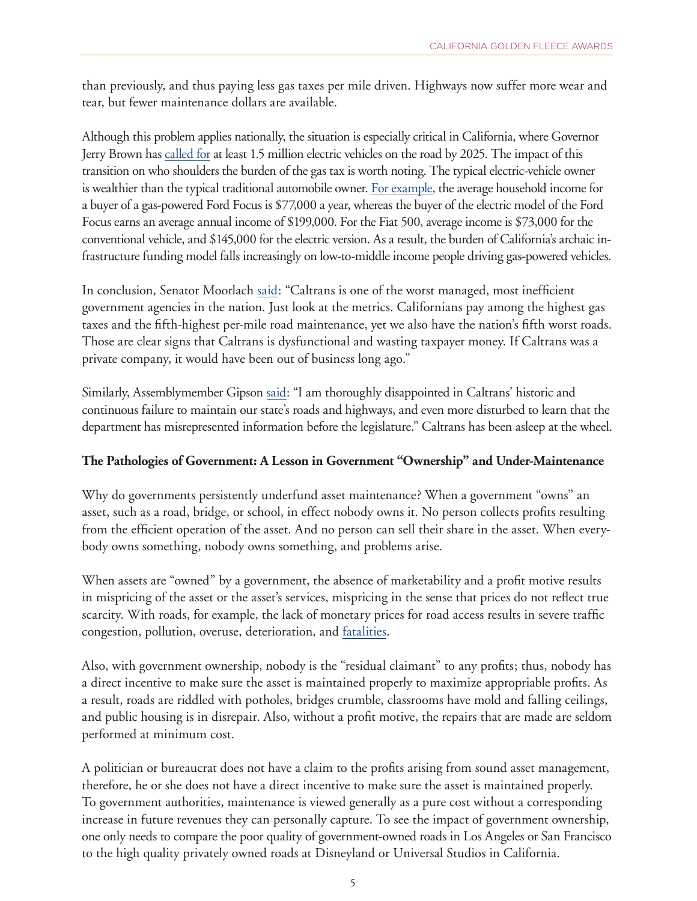than previously, and thus paying less gas taxes per mile driven. Highways now suffer more wear and tear, but fewer maintenance dollars are available.

Although this problem applies nationally, the situation is especially critical in California, where Governor Jerry Brown has called for at least 1.5 million electric vehicles on the road by 2025. The impact of this transition on who shoulders the burden of the gas tax is worth noting. The typical electric-vehicle owner is wealthier than the typical traditional automobile owner. For example, the average household income for a buyer of a gas-powered Ford Focus is $77,000 a year, whereas the buyer of the electric model of the Ford Focus earns an average annual income of $199,000. For the Fiat 500, average income is $73,000 for the conventional vehicle, and $145,000 for the electric version. As a result, the burden of California's archaic infrastructure funding model falls increasingly on low-to-middle income people driving gas-powered vehicles.

In conclusion, Senator Moorlach said: "Caltrans is one of the worst managed, most inefficient government agencies in the nation. Just look at the metrics. Californians pay among the highest gas taxes and the fifth-highest per-mile road maintenance, yet we also have the nation's fifth worst roads. Those are clear signs that Caltrans is dysfunctional and wasting taxpayer money. If Caltrans was a private company, it would have been out of business long ago."

Similarly, Assemblymember Gipson said: "I am thoroughly disappointed in Caltrans' historic and continuous failure to maintain our state's roads and highways, and even more disturbed to learn that the department has misrepresented information before the legislature." Caltrans has been asleep at the wheel.

**The Pathologies of Government: A Lesson in Government "Ownership" and Under-Maintenance**

Why do governments persistently underfund asset maintenance? When a government "owns" an asset, such as a road, bridge, or school, in effect nobody owns it. No person collects profits resulting from the efficient operation of the asset. And no person can sell their share in the asset. When everybody owns something, nobody owns something, and problems arise.

When assets are "owned" by a government, the absence of marketability and a profit motive results in mispricing of the asset or the asset's services, mispricing in the sense that prices do not reflect true scarcity. With roads, for example, the lack of monetary prices for road access results in severe traffic congestion, pollution, overuse, deterioration, and fatalities.

Also, with government ownership, nobody is the "residual claimant" to any profits; thus, nobody has a direct incentive to make sure the asset is maintained properly to maximize appropriable profits. As a result, roads are riddled with potholes, bridges crumble, classrooms have mold and falling ceilings, and public housing is in disrepair. Also, without a profit motive, the repairs that are made are seldom performed at minimum cost.

A politician or bureaucrat does not have a claim to the profits arising from sound asset management, therefore, he or she does not have a direct incentive to make sure the asset is maintained properly. To government authorities, maintenance is viewed generally as a pure cost without a corresponding increase in future revenues they can personally capture. To see the impact of government ownership, one only needs to compare the poor quality of government-owned roads in Los Angeles or San Francisco to the high quality privately owned roads at Disneyland or Universal Studios in California.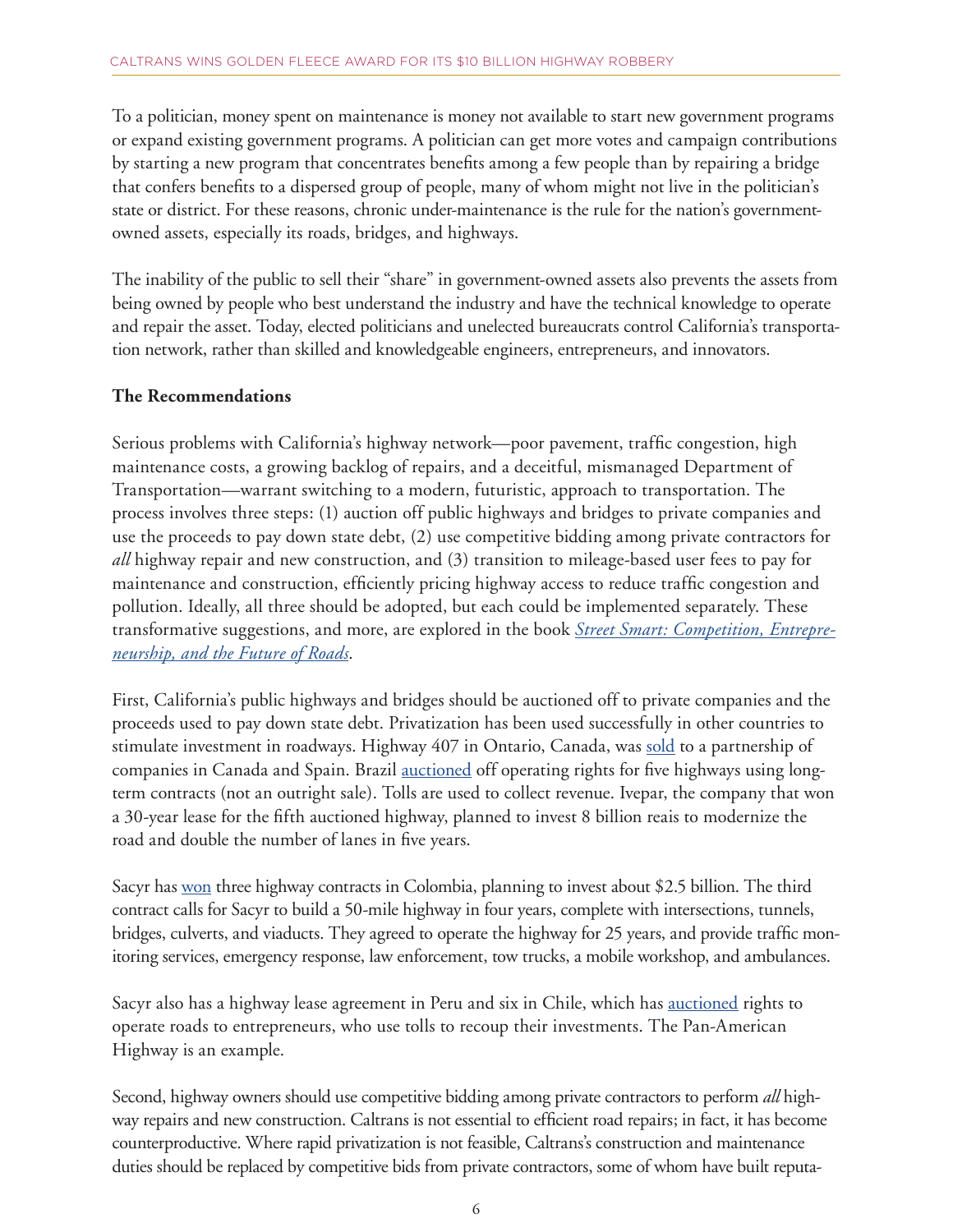To a politician, money spent on maintenance is money not available to start new government programs or expand existing government programs. A politician can get more votes and campaign contributions by starting a new program that concentrates benefits among a few people than by repairing a bridge that confers benefits to a dispersed group of people, many of whom might not live in the politician's state or district. For these reasons, chronic under-maintenance is the rule for the nation's government-owned assets, especially its roads, bridges, and highways.

The inability of the public to sell their "share" in government-owned assets also prevents the assets from being owned by people who best understand the industry and have the technical knowledge to operate and repair the asset. Today, elected politicians and unelected bureaucrats control California's transportation network, rather than skilled and knowledgeable engineers, entrepreneurs, and innovators.

**The Recommendations**

Serious problems with California's highway network—poor pavement, traffic congestion, high maintenance costs, a growing backlog of repairs, and a deceitful, mismanaged Department of Transportation—warrant switching to a modern, futuristic, approach to transportation. The process involves three steps: (1) auction off public highways and bridges to private companies and use the proceeds to pay down state debt, (2) use competitive bidding among private contractors for *all* highway repair and new construction, and (3) transition to mileage-based user fees to pay for maintenance and construction, efficiently pricing highway access to reduce traffic congestion and pollution. Ideally, all three should be adopted, but each could be implemented separately. These transformative suggestions, and more, are explored in the book *Street Smart: Competition, Entrepreneurship, and the Future of Roads*.

First, California's public highways and bridges should be auctioned off to private companies and the proceeds used to pay down state debt. Privatization has been used successfully in other countries to stimulate investment in roadways. Highway 407 in Ontario, Canada, was sold to a partnership of companies in Canada and Spain. Brazil auctioned off operating rights for five highways using long-term contracts (not an outright sale). Tolls are used to collect revenue. Ivepar, the company that won a 30-year lease for the fifth auctioned highway, planned to invest 8 billion reais to modernize the road and double the number of lanes in five years.

Sacyr has won three highway contracts in Colombia, planning to invest about $2.5 billion. The third contract calls for Sacyr to build a 50-mile highway in four years, complete with intersections, tunnels, bridges, culverts, and viaducts. They agreed to operate the highway for 25 years, and provide traffic monitoring services, emergency response, law enforcement, tow trucks, a mobile workshop, and ambulances.

Sacyr also has a highway lease agreement in Peru and six in Chile, which has auctioned rights to operate roads to entrepreneurs, who use tolls to recoup their investments. The Pan-American Highway is an example.

Second, highway owners should use competitive bidding among private contractors to perform *all* highway repairs and new construction. Caltrans is not essential to efficient road repairs; in fact, it has become counterproductive. Where rapid privatization is not feasible, Caltrans's construction and maintenance duties should be replaced by competitive bids from private contractors, some of whom have built reputa-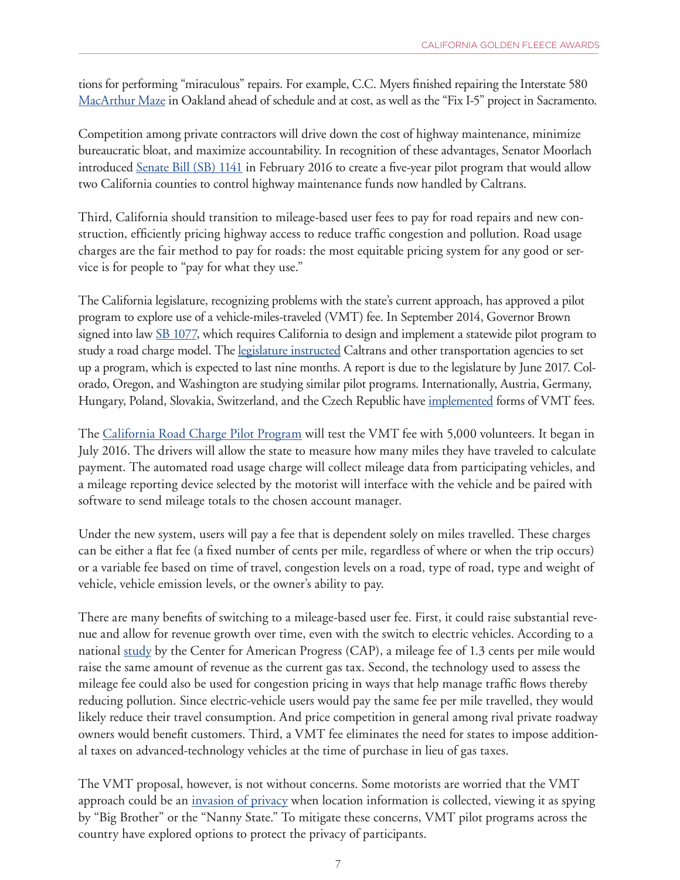tions for performing "miraculous" repairs. For example, C.C. Myers finished repairing the Interstate 580 [MacArthur Maze]() in Oakland ahead of schedule and at cost, as well as the "Fix I-5" project in Sacramento.

Competition among private contractors will drive down the cost of highway maintenance, minimize bureaucratic bloat, and maximize accountability. In recognition of these advantages, Senator Moorlach introduced [Senate Bill (SB) 1141]() in February 2016 to create a five-year pilot program that would allow two California counties to control highway maintenance funds now handled by Caltrans.

Third, California should transition to mileage-based user fees to pay for road repairs and new construction, efficiently pricing highway access to reduce traffic congestion and pollution. Road usage charges are the fair method to pay for roads: the most equitable pricing system for any good or service is for people to "pay for what they use."

The California legislature, recognizing problems with the state's current approach, has approved a pilot program to explore use of a vehicle-miles-traveled (VMT) fee. In September 2014, Governor Brown signed into law [SB 1077](), which requires California to design and implement a statewide pilot program to study a road charge model. The [legislature instructed]() Caltrans and other transportation agencies to set up a program, which is expected to last nine months. A report is due to the legislature by June 2017. Colorado, Oregon, and Washington are studying similar pilot programs. Internationally, Austria, Germany, Hungary, Poland, Slovakia, Switzerland, and the Czech Republic have [implemented]() forms of VMT fees.

The [California Road Charge Pilot Program]() will test the VMT fee with 5,000 volunteers. It began in July 2016. The drivers will allow the state to measure how many miles they have traveled to calculate payment. The automated road usage charge will collect mileage data from participating vehicles, and a mileage reporting device selected by the motorist will interface with the vehicle and be paired with software to send mileage totals to the chosen account manager.

Under the new system, users will pay a fee that is dependent solely on miles travelled. These charges can be either a flat fee (a fixed number of cents per mile, regardless of where or when the trip occurs) or a variable fee based on time of travel, congestion levels on a road, type of road, type and weight of vehicle, vehicle emission levels, or the owner's ability to pay.

There are many benefits of switching to a mileage-based user fee. First, it could raise substantial revenue and allow for revenue growth over time, even with the switch to electric vehicles. According to a national [study]() by the Center for American Progress (CAP), a mileage fee of 1.3 cents per mile would raise the same amount of revenue as the current gas tax. Second, the technology used to assess the mileage fee could also be used for congestion pricing in ways that help manage traffic flows thereby reducing pollution. Since electric-vehicle users would pay the same fee per mile travelled, they would likely reduce their travel consumption. And price competition in general among rival private roadway owners would benefit customers. Third, a VMT fee eliminates the need for states to impose additional taxes on advanced-technology vehicles at the time of purchase in lieu of gas taxes.

The VMT proposal, however, is not without concerns. Some motorists are worried that the VMT approach could be an [invasion of privacy]() when location information is collected, viewing it as spying by "Big Brother" or the "Nanny State." To mitigate these concerns, VMT pilot programs across the country have explored options to protect the privacy of participants.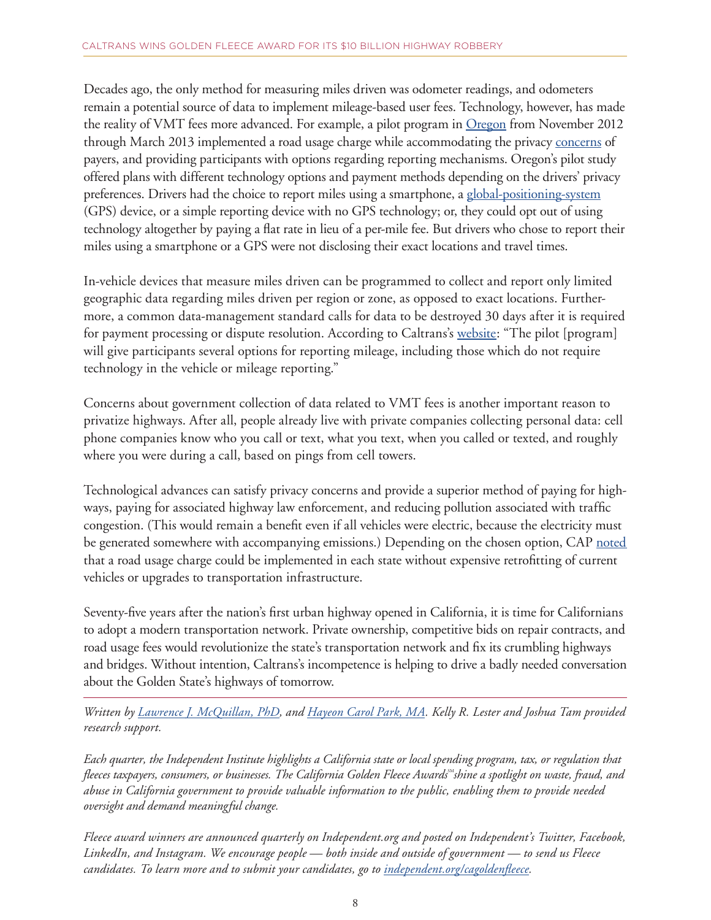Decades ago, the only method for measuring miles driven was odometer readings, and odometers remain a potential source of data to implement mileage-based user fees. Technology, however, has made the reality of VMT fees more advanced. For example, a pilot program in Oregon from November 2012 through March 2013 implemented a road usage charge while accommodating the privacy concerns of payers, and providing participants with options regarding reporting mechanisms. Oregon's pilot study offered plans with different technology options and payment methods depending on the drivers' privacy preferences. Drivers had the choice to report miles using a smartphone, a global-positioning-system (GPS) device, or a simple reporting device with no GPS technology; or, they could opt out of using technology altogether by paying a flat rate in lieu of a per-mile fee. But drivers who chose to report their miles using a smartphone or a GPS were not disclosing their exact locations and travel times.

In-vehicle devices that measure miles driven can be programmed to collect and report only limited geographic data regarding miles driven per region or zone, as opposed to exact locations. Furthermore, a common data-management standard calls for data to be destroyed 30 days after it is required for payment processing or dispute resolution. According to Caltrans's website: "The pilot [program] will give participants several options for reporting mileage, including those which do not require technology in the vehicle or mileage reporting."

Concerns about government collection of data related to VMT fees is another important reason to privatize highways. After all, people already live with private companies collecting personal data: cell phone companies know who you call or text, what you text, when you called or texted, and roughly where you were during a call, based on pings from cell towers.

Technological advances can satisfy privacy concerns and provide a superior method of paying for highways, paying for associated highway law enforcement, and reducing pollution associated with traffic congestion. (This would remain a benefit even if all vehicles were electric, because the electricity must be generated somewhere with accompanying emissions.) Depending on the chosen option, CAP noted that a road usage charge could be implemented in each state without expensive retrofitting of current vehicles or upgrades to transportation infrastructure.

Seventy-five years after the nation's first urban highway opened in California, it is time for Californians to adopt a modern transportation network. Private ownership, competitive bids on repair contracts, and road usage fees would revolutionize the state's transportation network and fix its crumbling highways and bridges. Without intention, Caltrans's incompetence is helping to drive a badly needed conversation about the Golden State's highways of tomorrow.

---

*Written by Lawrence J. McQuillan, PhD, and Hayeon Carol Park, MA. Kelly R. Lester and Joshua Tam provided research support.*

*Each quarter, the Independent Institute highlights a California state or local spending program, tax, or regulation that fleeces taxpayers, consumers, or businesses. The California Golden Fleece Awards℠ shine a spotlight on waste, fraud, and abuse in California government to provide valuable information to the public, enabling them to provide needed oversight and demand meaningful change.*

*Fleece award winners are announced quarterly on Independent.org and posted on Independent's Twitter, Facebook, LinkedIn, and Instagram. We encourage people — both inside and outside of government — to send us Fleece candidates. To learn more and to submit your candidates, go to independent.org/cagoldenfleece.*